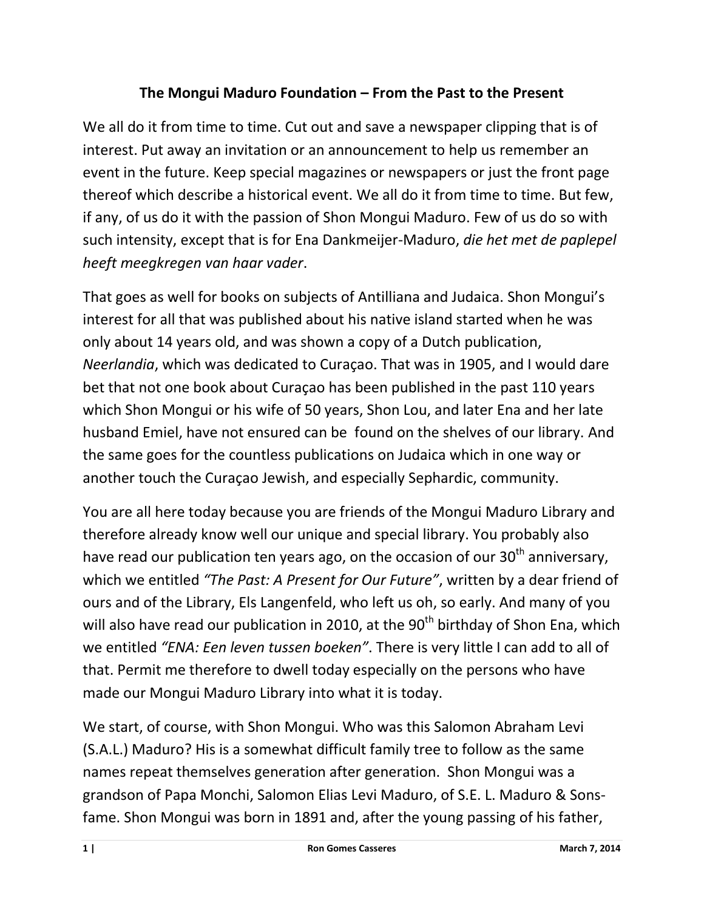# The Mongui Maduro Foundation – From the Past to the Present

We all do it from time to time. Cut out and save a newspaper clipping that is of interest. Put away an invitation or an announcement to help us remember an event in the future. Keep special magazines or newspapers or just the front page thereof which describe a historical event. We all do it from time to time. But few, if any, of us do it with the passion of Shon Mongui Maduro. Few of us do so with such intensity, except that is for Ena Dankmeijer-Maduro, *die het met de paplepel heeft meegkregen van haar vader*.

That goes as well for books on subjects of Antilliana and Judaica. Shon Mongui's interest for all that was published about his native island started when he was only about 14 years old, and was shown a copy of a Dutch publication, *Neerlandia*, which was dedicated to Curaçao. That was in 1905, and I would dare bet that not one book about Curaçao has been published in the past 110 years which Shon Mongui or his wife of 50 years, Shon Lou, and later Ena and her late husband Emiel, have not ensured can be found on the shelves of our library. And the same goes for the countless publications on Judaica which in one way or another touch the Curaçao Jewish, and especially Sephardic, community.

You are all here today because you are friends of the Mongui Maduro Library and therefore already know well our unique and special library. You probably also have read our publication ten years ago, on the occasion of our 30th anniversary, which we entitled *"The Past: A Present for Our Future"*, written by a dear friend of ours and of the Library, Els Langenfeld, who left us oh, so early. And many of you will also have read our publication in 2010, at the 90th birthday of Shon Ena, which we entitled *"ENA: Een leven tussen boeken"*. There is very little I can add to all of that. Permit me therefore to dwell today especially on the persons who have made our Mongui Maduro Library into what it is today.

We start, of course, with Shon Mongui. Who was this Salomon Abraham Levi (S.A.L.) Maduro? His is a somewhat difficult family tree to follow as the same names repeat themselves generation after generation. Shon Mongui was a grandson of Papa Monchi, Salomon Elias Levi Maduro, of S.E. L. Maduro & Sons-fame. Shon Mongui was born in 1891 and, after the young passing of his father,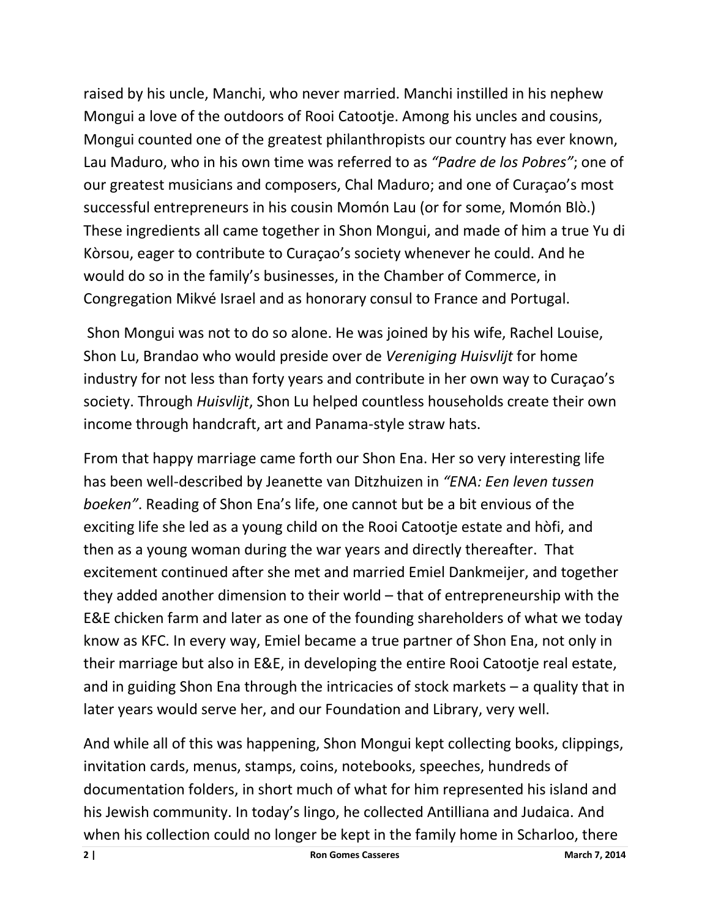raised by his uncle, Manchi, who never married. Manchi instilled in his nephew Mongui a love of the outdoors of Rooi Catootje. Among his uncles and cousins, Mongui counted one of the greatest philanthropists our country has ever known, Lau Maduro, who in his own time was referred to as *"Padre de los Pobres"*; one of our greatest musicians and composers, Chal Maduro; and one of Curaçao's most successful entrepreneurs in his cousin Momón Lau (or for some, Momón Blò.) These ingredients all came together in Shon Mongui, and made of him a true Yu di Kòrsou, eager to contribute to Curaçao's society whenever he could. And he would do so in the family's businesses, in the Chamber of Commerce, in Congregation Mikvé Israel and as honorary consul to France and Portugal.

Shon Mongui was not to do so alone. He was joined by his wife, Rachel Louise, Shon Lu, Brandao who would preside over de *Vereniging Huisvlijt* for home industry for not less than forty years and contribute in her own way to Curaçao's society. Through *Huisvlijt*, Shon Lu helped countless households create their own income through handcraft, art and Panama-style straw hats.

From that happy marriage came forth our Shon Ena. Her so very interesting life has been well-described by Jeanette van Ditzhuizen in *"ENA: Een leven tussen boeken"*. Reading of Shon Ena's life, one cannot but be a bit envious of the exciting life she led as a young child on the Rooi Catootje estate and hòfi, and then as a young woman during the war years and directly thereafter. That excitement continued after she met and married Emiel Dankmeijer, and together they added another dimension to their world – that of entrepreneurship with the E&E chicken farm and later as one of the founding shareholders of what we today know as KFC. In every way, Emiel became a true partner of Shon Ena, not only in their marriage but also in E&E, in developing the entire Rooi Catootje real estate, and in guiding Shon Ena through the intricacies of stock markets – a quality that in later years would serve her, and our Foundation and Library, very well.

And while all of this was happening, Shon Mongui kept collecting books, clippings, invitation cards, menus, stamps, coins, notebooks, speeches, hundreds of documentation folders, in short much of what for him represented his island and his Jewish community. In today's lingo, he collected Antilliana and Judaica. And when his collection could no longer be kept in the family home in Scharloo, there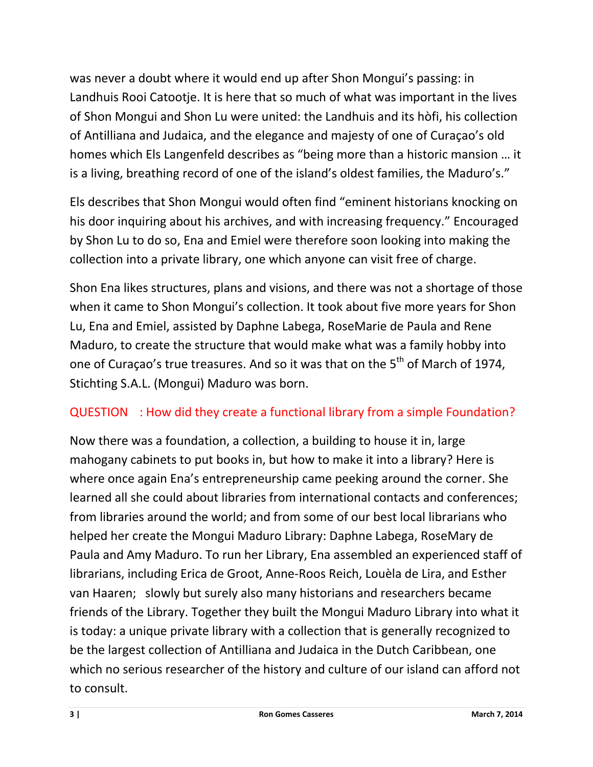was never a doubt where it would end up after Shon Mongui's passing: in Landhuis Rooi Catootje. It is here that so much of what was important in the lives of Shon Mongui and Shon Lu were united: the Landhuis and its hòfi, his collection of Antilliana and Judaica, and the elegance and majesty of one of Curaçao's old homes which Els Langenfeld describes as "being more than a historic mansion … it is a living, breathing record of one of the island's oldest families, the Maduro's."

Els describes that Shon Mongui would often find "eminent historians knocking on his door inquiring about his archives, and with increasing frequency." Encouraged by Shon Lu to do so, Ena and Emiel were therefore soon looking into making the collection into a private library, one which anyone can visit free of charge.

Shon Ena likes structures, plans and visions, and there was not a shortage of those when it came to Shon Mongui's collection. It took about five more years for Shon Lu, Ena and Emiel, assisted by Daphne Labega, RoseMarie de Paula and Rene Maduro, to create the structure that would make what was a family hobby into one of Curaçao's true treasures. And so it was that on the 5th of March of 1974, Stichting S.A.L. (Mongui) Maduro was born.

QUESTION : How did they create a functional library from a simple Foundation?

Now there was a foundation, a collection, a building to house it in, large mahogany cabinets to put books in, but how to make it into a library? Here is where once again Ena's entrepreneurship came peeking around the corner. She learned all she could about libraries from international contacts and conferences; from libraries around the world; and from some of our best local librarians who helped her create the Mongui Maduro Library: Daphne Labega, RoseMary de Paula and Amy Maduro. To run her Library, Ena assembled an experienced staff of librarians, including Erica de Groot, Anne-Roos Reich, Louèla de Lira, and Esther van Haaren; slowly but surely also many historians and researchers became friends of the Library. Together they built the Mongui Maduro Library into what it is today: a unique private library with a collection that is generally recognized to be the largest collection of Antilliana and Judaica in the Dutch Caribbean, one which no serious researcher of the history and culture of our island can afford not to consult.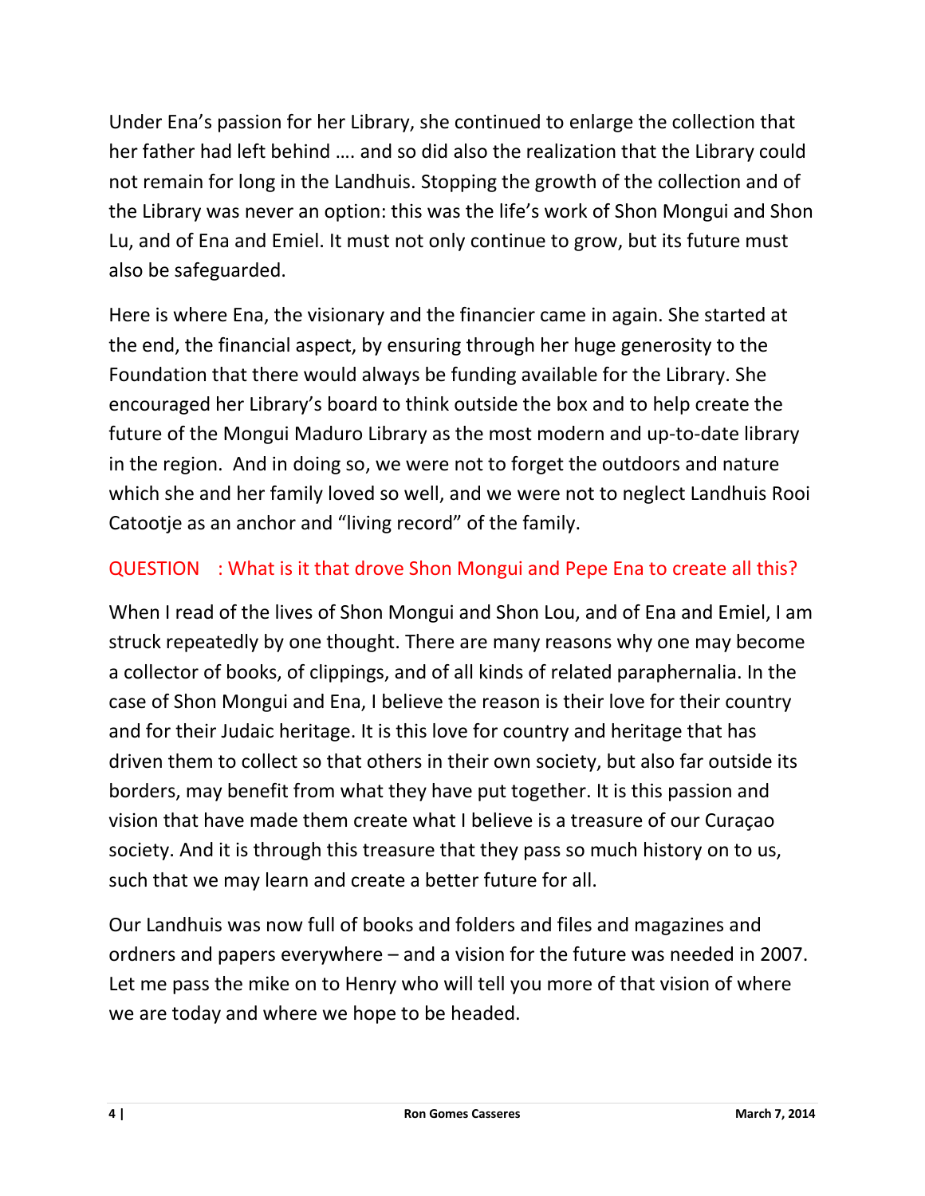Under Ena's passion for her Library, she continued to enlarge the collection that her father had left behind …. and so did also the realization that the Library could not remain for long in the Landhuis. Stopping the growth of the collection and of the Library was never an option: this was the life's work of Shon Mongui and Shon Lu, and of Ena and Emiel. It must not only continue to grow, but its future must also be safeguarded.

Here is where Ena, the visionary and the financier came in again. She started at the end, the financial aspect, by ensuring through her huge generosity to the Foundation that there would always be funding available for the Library. She encouraged her Library's board to think outside the box and to help create the future of the Mongui Maduro Library as the most modern and up-to-date library in the region. And in doing so, we were not to forget the outdoors and nature which she and her family loved so well, and we were not to neglect Landhuis Rooi Catootje as an anchor and "living record" of the family.

QUESTION : What is it that drove Shon Mongui and Pepe Ena to create all this?

When I read of the lives of Shon Mongui and Shon Lou, and of Ena and Emiel, I am struck repeatedly by one thought. There are many reasons why one may become a collector of books, of clippings, and of all kinds of related paraphernalia. In the case of Shon Mongui and Ena, I believe the reason is their love for their country and for their Judaic heritage. It is this love for country and heritage that has driven them to collect so that others in their own society, but also far outside its borders, may benefit from what they have put together. It is this passion and vision that have made them create what I believe is a treasure of our Curaçao society. And it is through this treasure that they pass so much history on to us, such that we may learn and create a better future for all.

Our Landhuis was now full of books and folders and files and magazines and ordners and papers everywhere – and a vision for the future was needed in 2007. Let me pass the mike on to Henry who will tell you more of that vision of where we are today and where we hope to be headed.